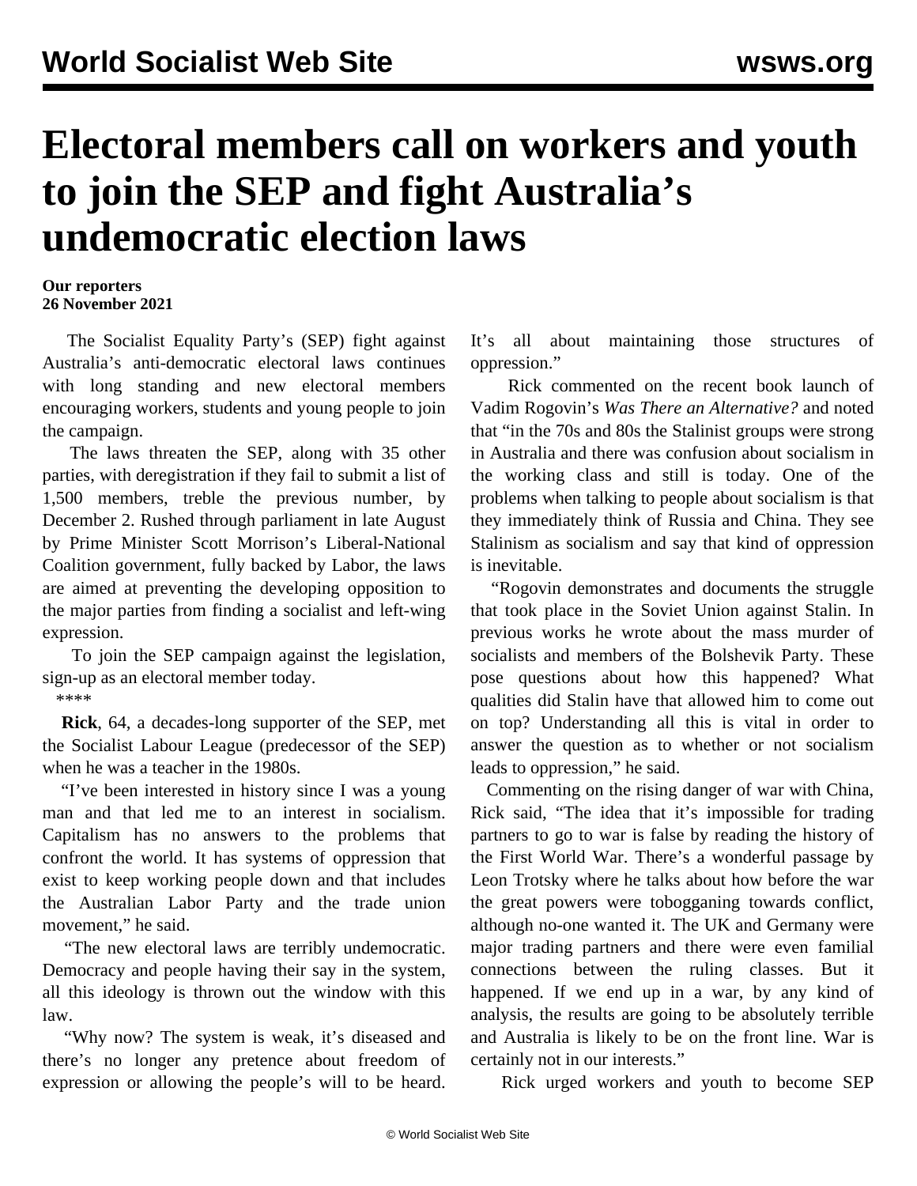# Electoral members call on workers and youth to join the SEP and fight Australia's undemocratic election laws

**Our reporters**
**26 November 2021**

The Socialist Equality Party's (SEP) fight against Australia's anti-democratic electoral laws continues with long standing and new electoral members encouraging workers, students and young people to join the campaign.

The laws threaten the SEP, along with 35 other parties, with deregistration if they fail to submit a list of 1,500 members, treble the previous number, by December 2. Rushed through parliament in late August by Prime Minister Scott Morrison's Liberal-National Coalition government, fully backed by Labor, the laws are aimed at preventing the developing opposition to the major parties from finding a socialist and left-wing expression.

To join the SEP campaign against the legislation, sign-up as an electoral member today.

****

**Rick**, 64, a decades-long supporter of the SEP, met the Socialist Labour League (predecessor of the SEP) when he was a teacher in the 1980s.

"I've been interested in history since I was a young man and that led me to an interest in socialism. Capitalism has no answers to the problems that confront the world. It has systems of oppression that exist to keep working people down and that includes the Australian Labor Party and the trade union movement," he said.

"The new electoral laws are terribly undemocratic. Democracy and people having their say in the system, all this ideology is thrown out the window with this law.

"Why now? The system is weak, it's diseased and there's no longer any pretence about freedom of expression or allowing the people's will to be heard. It's all about maintaining those structures of oppression."

Rick commented on the recent book launch of Vadim Rogovin's *Was There an Alternative?* and noted that "in the 70s and 80s the Stalinist groups were strong in Australia and there was confusion about socialism in the working class and still is today. One of the problems when talking to people about socialism is that they immediately think of Russia and China. They see Stalinism as socialism and say that kind of oppression is inevitable.

"Rogovin demonstrates and documents the struggle that took place in the Soviet Union against Stalin. In previous works he wrote about the mass murder of socialists and members of the Bolshevik Party. These pose questions about how this happened? What qualities did Stalin have that allowed him to come out on top? Understanding all this is vital in order to answer the question as to whether or not socialism leads to oppression," he said.

Commenting on the rising danger of war with China, Rick said, "The idea that it's impossible for trading partners to go to war is false by reading the history of the First World War. There's a wonderful passage by Leon Trotsky where he talks about how before the war the great powers were tobogganing towards conflict, although no-one wanted it. The UK and Germany were major trading partners and there were even familial connections between the ruling classes. But it happened. If we end up in a war, by any kind of analysis, the results are going to be absolutely terrible and Australia is likely to be on the front line. War is certainly not in our interests."

Rick urged workers and youth to become SEP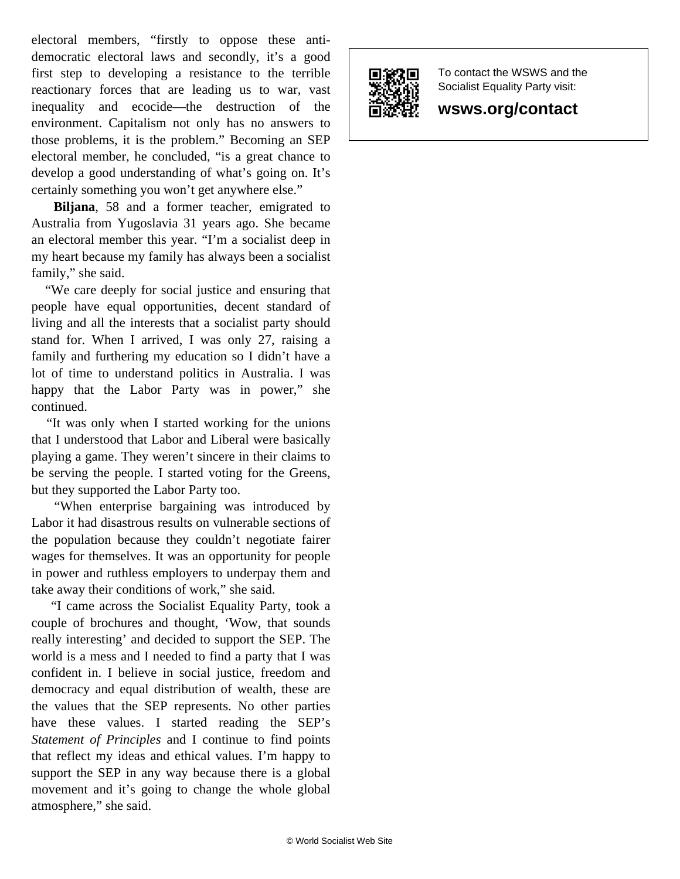electoral members, "firstly to oppose these anti-democratic electoral laws and secondly, it's a good first step to developing a resistance to the terrible reactionary forces that are leading us to war, vast inequality and ecocide—the destruction of the environment. Capitalism not only has no answers to those problems, it is the problem." Becoming an SEP electoral member, he concluded, "is a great chance to develop a good understanding of what's going on. It's certainly something you won't get anywhere else."

**Biljana**, 58 and a former teacher, emigrated to Australia from Yugoslavia 31 years ago. She became an electoral member this year. "I'm a socialist deep in my heart because my family has always been a socialist family," she said.

"We care deeply for social justice and ensuring that people have equal opportunities, decent standard of living and all the interests that a socialist party should stand for. When I arrived, I was only 27, raising a family and furthering my education so I didn't have a lot of time to understand politics in Australia. I was happy that the Labor Party was in power," she continued.

"It was only when I started working for the unions that I understood that Labor and Liberal were basically playing a game. They weren't sincere in their claims to be serving the people. I started voting for the Greens, but they supported the Labor Party too.

"When enterprise bargaining was introduced by Labor it had disastrous results on vulnerable sections of the population because they couldn't negotiate fairer wages for themselves. It was an opportunity for people in power and ruthless employers to underpay them and take away their conditions of work," she said.

"I came across the Socialist Equality Party, took a couple of brochures and thought, 'Wow, that sounds really interesting' and decided to support the SEP. The world is a mess and I needed to find a party that I was confident in. I believe in social justice, freedom and democracy and equal distribution of wealth, these are the values that the SEP represents. No other parties have these values. I started reading the SEP's *Statement of Principles* and I continue to find points that reflect my ideas and ethical values. I'm happy to support the SEP in any way because there is a global movement and it's going to change the whole global atmosphere," she said.

To contact the WSWS and the Socialist Equality Party visit:

**wsws.org/contact**